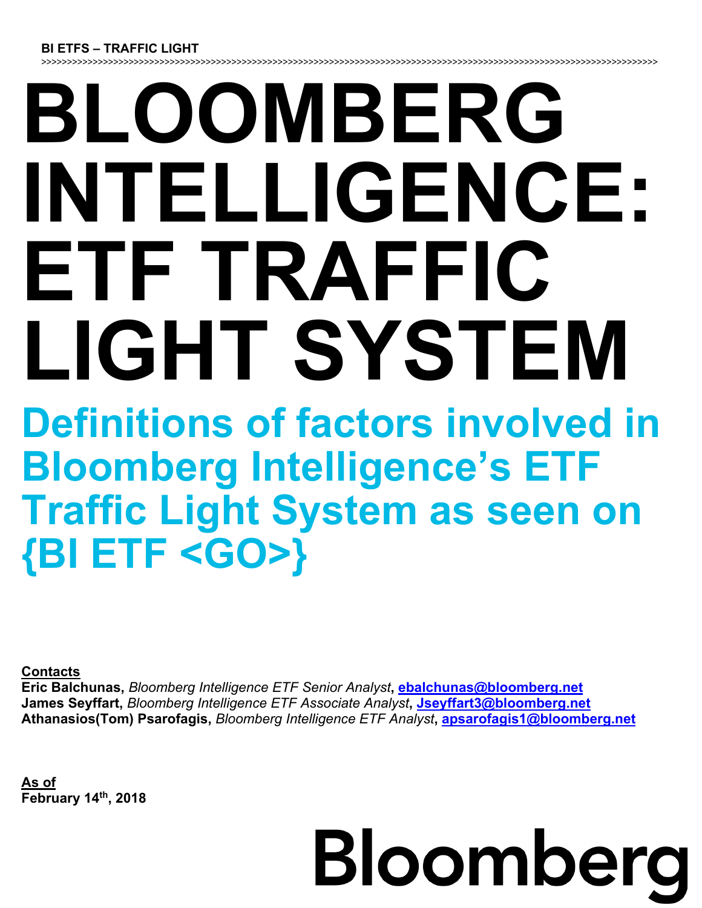BI ETFS – TRAFFIC LIGHT

>>>>>>>>>>>>>>>>>>>>>>>>>>>>>>>>>>>>>>>>>>>>>>>>>>>>>>>>>>>>>>>>>>>>>>>>>>>>>>>>>>>>>>>>>>>>>>>>>>>>>>>>>>>>>>>>>>>>>>>>>>

# BLOOMBERG INTELLIGENCE: ETF TRAFFIC LIGHT SYSTEM

## Definitions of factors involved in Bloomberg Intelligence's ETF Traffic Light System as seen on {BI ETF <GO>}

**Contacts**

**Eric Balchunas,** *Bloomberg Intelligence ETF Senior Analyst*, **ebalchunas@bloomberg.net**
**James Seyffart,** *Bloomberg Intelligence ETF Associate Analyst*, **Jseyffart3@bloomberg.net**
**Athanasios(Tom) Psarofagis,** *Bloomberg Intelligence ETF Analyst*, **apsarofagis1@bloomberg.net**

**As of**
**February 14th, 2018**

Bloomberg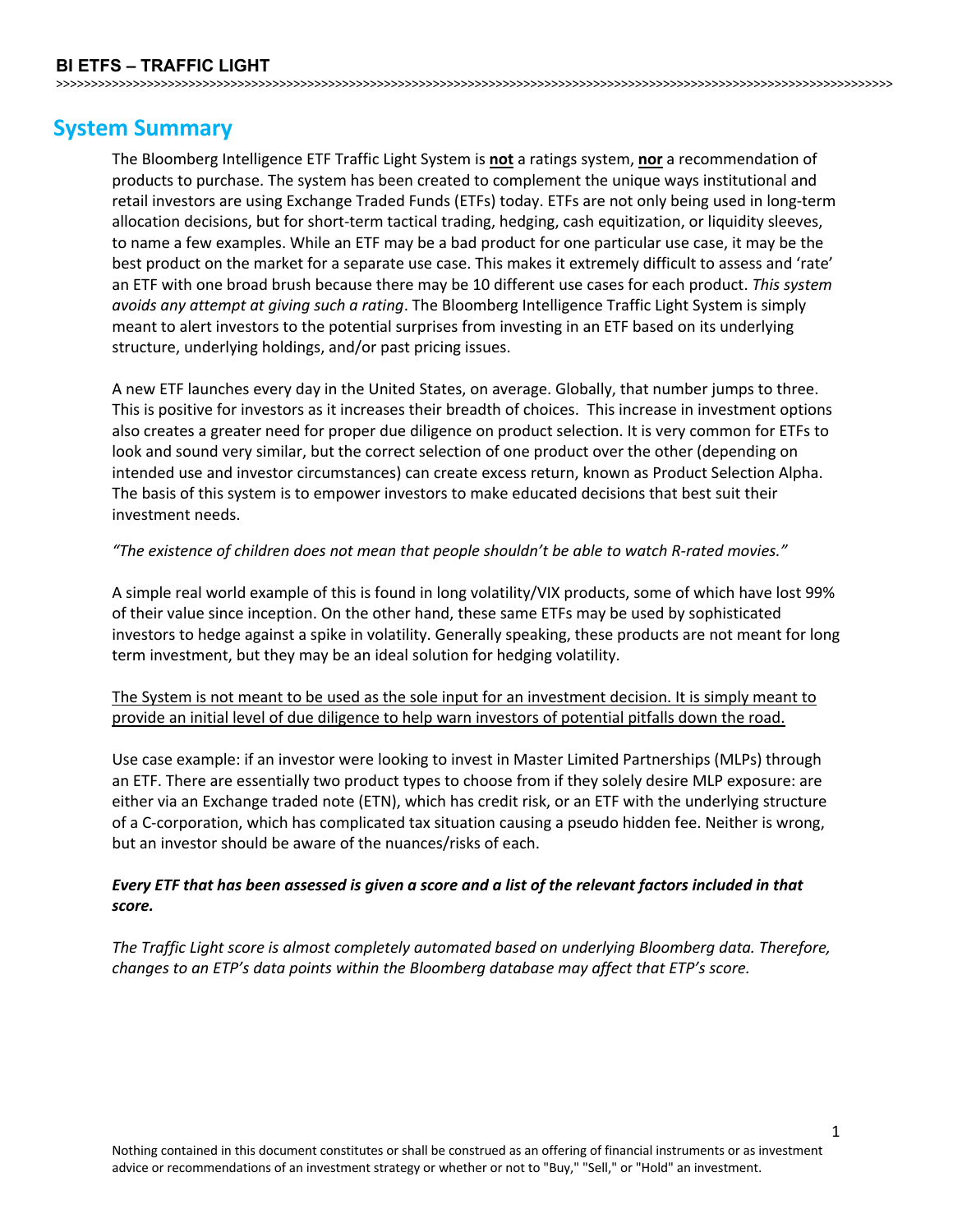## System Summary

The Bloomberg Intelligence ETF Traffic Light System is **not** a ratings system, **nor** a recommendation of products to purchase. The system has been created to complement the unique ways institutional and retail investors are using Exchange Traded Funds (ETFs) today. ETFs are not only being used in long-term allocation decisions, but for short-term tactical trading, hedging, cash equitization, or liquidity sleeves, to name a few examples. While an ETF may be a bad product for one particular use case, it may be the best product on the market for a separate use case. This makes it extremely difficult to assess and 'rate' an ETF with one broad brush because there may be 10 different use cases for each product. *This system avoids any attempt at giving such a rating*. The Bloomberg Intelligence Traffic Light System is simply meant to alert investors to the potential surprises from investing in an ETF based on its underlying structure, underlying holdings, and/or past pricing issues.

A new ETF launches every day in the United States, on average. Globally, that number jumps to three. This is positive for investors as it increases their breadth of choices. This increase in investment options also creates a greater need for proper due diligence on product selection. It is very common for ETFs to look and sound very similar, but the correct selection of one product over the other (depending on intended use and investor circumstances) can create excess return, known as Product Selection Alpha. The basis of this system is to empower investors to make educated decisions that best suit their investment needs.

*"The existence of children does not mean that people shouldn't be able to watch R-rated movies."*

A simple real world example of this is found in long volatility/VIX products, some of which have lost 99% of their value since inception. On the other hand, these same ETFs may be used by sophisticated investors to hedge against a spike in volatility. Generally speaking, these products are not meant for long term investment, but they may be an ideal solution for hedging volatility.

<u>The System is not meant to be used as the sole input for an investment decision. It is simply meant to provide an initial level of due diligence to help warn investors of potential pitfalls down the road.</u>

Use case example: if an investor were looking to invest in Master Limited Partnerships (MLPs) through an ETF. There are essentially two product types to choose from if they solely desire MLP exposure: are either via an Exchange traded note (ETN), which has credit risk, or an ETF with the underlying structure of a C-corporation, which has complicated tax situation causing a pseudo hidden fee. Neither is wrong, but an investor should be aware of the nuances/risks of each.

***Every ETF that has been assessed is given a score and a list of the relevant factors included in that score.***

*The Traffic Light score is almost completely automated based on underlying Bloomberg data. Therefore, changes to an ETP's data points within the Bloomberg database may affect that ETP's score.*

Nothing contained in this document constitutes or shall be construed as an offering of financial instruments or as investment advice or recommendations of an investment strategy or whether or not to "Buy," "Sell," or "Hold" an investment.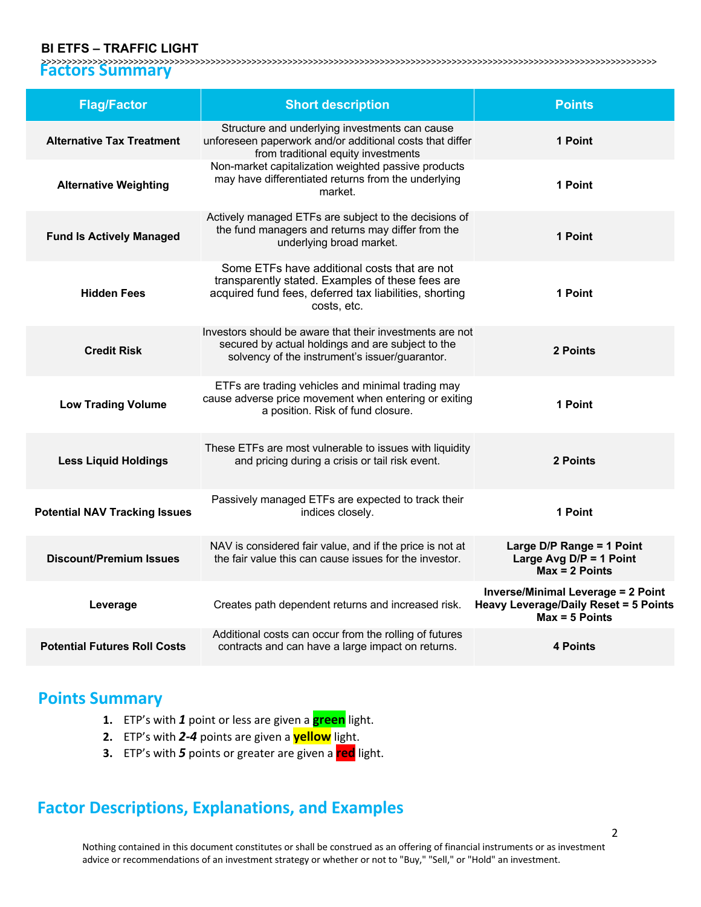## Factors Summary

| Flag/Factor | Short description | Points |
|---|---|---|
| **Alternative Tax Treatment** | Structure and underlying investments can cause unforeseen paperwork and/or additional costs that differ from traditional equity investments | **1 Point** |
| **Alternative Weighting** | Non-market capitalization weighted passive products may have differentiated returns from the underlying market. | **1 Point** |
| **Fund Is Actively Managed** | Actively managed ETFs are subject to the decisions of the fund managers and returns may differ from the underlying broad market. | **1 Point** |
| **Hidden Fees** | Some ETFs have additional costs that are not transparently stated. Examples of these fees are acquired fund fees, deferred tax liabilities, shorting costs, etc. | **1 Point** |
| **Credit Risk** | Investors should be aware that their investments are not secured by actual holdings and are subject to the solvency of the instrument's issuer/guarantor. | **2 Points** |
| **Low Trading Volume** | ETFs are trading vehicles and minimal trading may cause adverse price movement when entering or exiting a position. Risk of fund closure. | **1 Point** |
| **Less Liquid Holdings** | These ETFs are most vulnerable to issues with liquidity and pricing during a crisis or tail risk event. | **2 Points** |
| **Potential NAV Tracking Issues** | Passively managed ETFs are expected to track their indices closely. | **1 Point** |
| **Discount/Premium Issues** | NAV is considered fair value, and if the price is not at the fair value this can cause issues for the investor. | **Large D/P Range = 1 Point**<br>**Large Avg D/P = 1 Point**<br>**Max = 2 Points** |
| **Leverage** | Creates path dependent returns and increased risk. | **Inverse/Minimal Leverage = 2 Point**<br>**Heavy Leverage/Daily Reset = 5 Points**<br>**Max = 5 Points** |
| **Potential Futures Roll Costs** | Additional costs can occur from the rolling of futures contracts and can have a large impact on returns. | **4 Points** |

## Points Summary

1. ETP's with ***1*** point or less are given a **green** light.
2. ETP's with ***2-4*** points are given a **yellow** light.
3. ETP's with ***5*** points or greater are given a **red** light.

## Factor Descriptions, Explanations, and Examples

Nothing contained in this document constitutes or shall be construed as an offering of financial instruments or as investment advice or recommendations of an investment strategy or whether or not to "Buy," "Sell," or "Hold" an investment.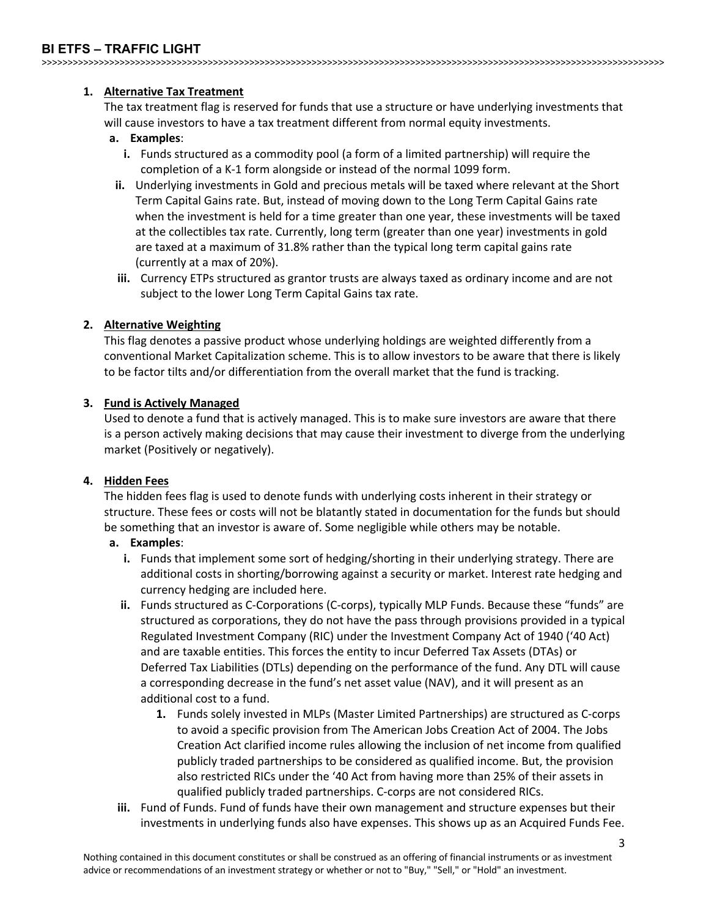1. **Alternative Tax Treatment**

   The tax treatment flag is reserved for funds that use a structure or have underlying investments that will cause investors to have a tax treatment different from normal equity investments.

   a. **Examples**:

      i. Funds structured as a commodity pool (a form of a limited partnership) will require the completion of a K-1 form alongside or instead of the normal 1099 form.

      ii. Underlying investments in Gold and precious metals will be taxed where relevant at the Short Term Capital Gains rate. But, instead of moving down to the Long Term Capital Gains rate when the investment is held for a time greater than one year, these investments will be taxed at the collectibles tax rate. Currently, long term (greater than one year) investments in gold are taxed at a maximum of 31.8% rather than the typical long term capital gains rate (currently at a max of 20%).

      iii. Currency ETPs structured as grantor trusts are always taxed as ordinary income and are not subject to the lower Long Term Capital Gains tax rate.

2. **Alternative Weighting**

   This flag denotes a passive product whose underlying holdings are weighted differently from a conventional Market Capitalization scheme. This is to allow investors to be aware that there is likely to be factor tilts and/or differentiation from the overall market that the fund is tracking.

3. **Fund is Actively Managed**

   Used to denote a fund that is actively managed. This is to make sure investors are aware that there is a person actively making decisions that may cause their investment to diverge from the underlying market (Positively or negatively).

4. **Hidden Fees**

   The hidden fees flag is used to denote funds with underlying costs inherent in their strategy or structure. These fees or costs will not be blatantly stated in documentation for the funds but should be something that an investor is aware of. Some negligible while others may be notable.

   a. **Examples**:

      i. Funds that implement some sort of hedging/shorting in their underlying strategy. There are additional costs in shorting/borrowing against a security or market. Interest rate hedging and currency hedging are included here.

      ii. Funds structured as C-Corporations (C-corps), typically MLP Funds. Because these "funds" are structured as corporations, they do not have the pass through provisions provided in a typical Regulated Investment Company (RIC) under the Investment Company Act of 1940 ('40 Act) and are taxable entities. This forces the entity to incur Deferred Tax Assets (DTAs) or Deferred Tax Liabilities (DTLs) depending on the performance of the fund. Any DTL will cause a corresponding decrease in the fund's net asset value (NAV), and it will present as an additional cost to a fund.

         1. Funds solely invested in MLPs (Master Limited Partnerships) are structured as C-corps to avoid a specific provision from The American Jobs Creation Act of 2004. The Jobs Creation Act clarified income rules allowing the inclusion of net income from qualified publicly traded partnerships to be considered as qualified income. But, the provision also restricted RICs under the '40 Act from having more than 25% of their assets in qualified publicly traded partnerships. C-corps are not considered RICs.

      iii. Fund of Funds. Fund of funds have their own management and structure expenses but their investments in underlying funds also have expenses. This shows up as an Acquired Funds Fee.

Nothing contained in this document constitutes or shall be construed as an offering of financial instruments or as investment advice or recommendations of an investment strategy or whether or not to "Buy," "Sell," or "Hold" an investment.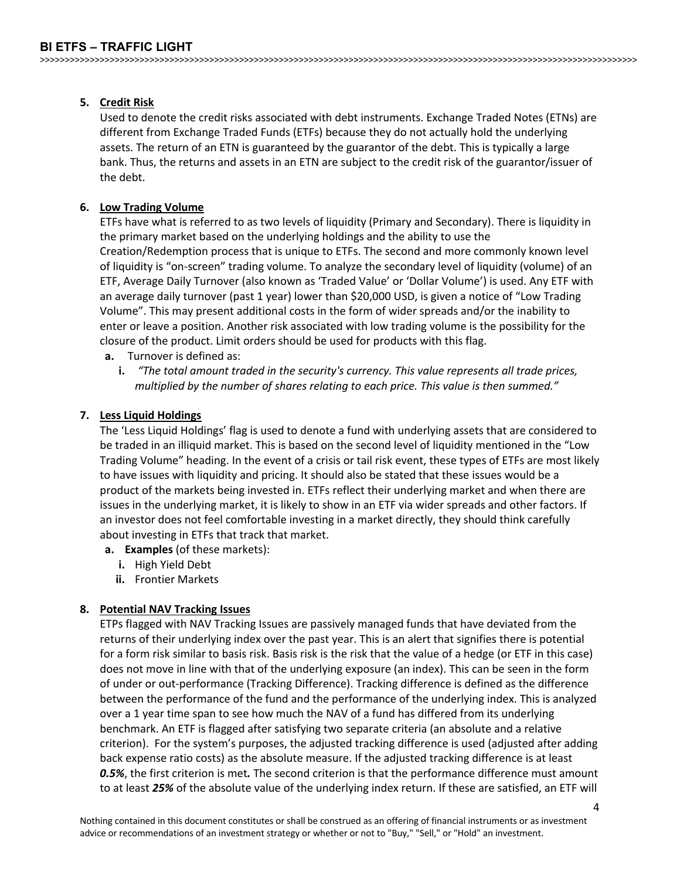5. **Credit Risk**

   Used to denote the credit risks associated with debt instruments. Exchange Traded Notes (ETNs) are different from Exchange Traded Funds (ETFs) because they do not actually hold the underlying assets. The return of an ETN is guaranteed by the guarantor of the debt. This is typically a large bank. Thus, the returns and assets in an ETN are subject to the credit risk of the guarantor/issuer of the debt.

6. **Low Trading Volume**

   ETFs have what is referred to as two levels of liquidity (Primary and Secondary). There is liquidity in the primary market based on the underlying holdings and the ability to use the Creation/Redemption process that is unique to ETFs. The second and more commonly known level of liquidity is "on-screen" trading volume. To analyze the secondary level of liquidity (volume) of an ETF, Average Daily Turnover (also known as 'Traded Value' or 'Dollar Volume') is used. Any ETF with an average daily turnover (past 1 year) lower than $20,000 USD, is given a notice of "Low Trading Volume". This may present additional costs in the form of wider spreads and/or the inability to enter or leave a position. Another risk associated with low trading volume is the possibility for the closure of the product. Limit orders should be used for products with this flag.

   a. Turnover is defined as:
      i. *"The total amount traded in the security's currency. This value represents all trade prices, multiplied by the number of shares relating to each price. This value is then summed."*

7. **Less Liquid Holdings**

   The 'Less Liquid Holdings' flag is used to denote a fund with underlying assets that are considered to be traded in an illiquid market. This is based on the second level of liquidity mentioned in the "Low Trading Volume" heading. In the event of a crisis or tail risk event, these types of ETFs are most likely to have issues with liquidity and pricing. It should also be stated that these issues would be a product of the markets being invested in. ETFs reflect their underlying market and when there are issues in the underlying market, it is likely to show in an ETF via wider spreads and other factors. If an investor does not feel comfortable investing in a market directly, they should think carefully about investing in ETFs that track that market.

   a. **Examples** (of these markets):
      i. High Yield Debt
      ii. Frontier Markets

8. **Potential NAV Tracking Issues**

   ETPs flagged with NAV Tracking Issues are passively managed funds that have deviated from the returns of their underlying index over the past year. This is an alert that signifies there is potential for a form risk similar to basis risk. Basis risk is the risk that the value of a hedge (or ETF in this case) does not move in line with that of the underlying exposure (an index). This can be seen in the form of under or out-performance (Tracking Difference). Tracking difference is defined as the difference between the performance of the fund and the performance of the underlying index. This is analyzed over a 1 year time span to see how much the NAV of a fund has differed from its underlying benchmark. An ETF is flagged after satisfying two separate criteria (an absolute and a relative criterion). For the system's purposes, the adjusted tracking difference is used (adjusted after adding back expense ratio costs) as the absolute measure. If the adjusted tracking difference is at least ***0.5%***, the first criterion is met***.*** The second criterion is that the performance difference must amount to at least ***25%*** of the absolute value of the underlying index return. If these are satisfied, an ETF will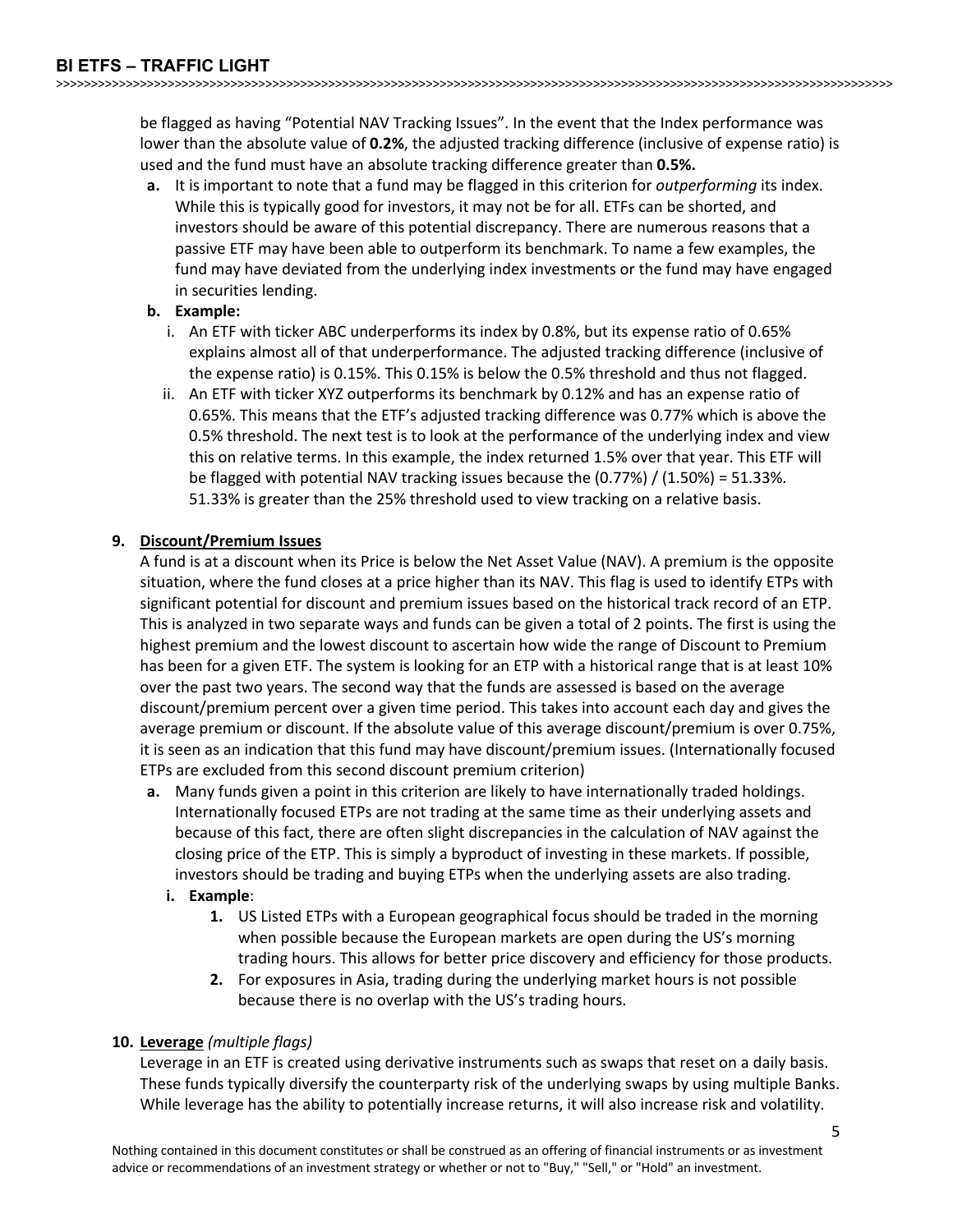be flagged as having “Potential NAV Tracking Issues”. In the event that the Index performance was lower than the absolute value of **0.2%**, the adjusted tracking difference (inclusive of expense ratio) is used and the fund must have an absolute tracking difference greater than **0.5%.**

- **a.** It is important to note that a fund may be flagged in this criterion for *outperforming* its index. While this is typically good for investors, it may not be for all. ETFs can be shorted, and investors should be aware of this potential discrepancy. There are numerous reasons that a passive ETF may have been able to outperform its benchmark. To name a few examples, the fund may have deviated from the underlying index investments or the fund may have engaged in securities lending.
- **b. Example:**
  - i. An ETF with ticker ABC underperforms its index by 0.8%, but its expense ratio of 0.65% explains almost all of that underperformance. The adjusted tracking difference (inclusive of the expense ratio) is 0.15%. This 0.15% is below the 0.5% threshold and thus not flagged.
  - ii. An ETF with ticker XYZ outperforms its benchmark by 0.12% and has an expense ratio of 0.65%. This means that the ETF’s adjusted tracking difference was 0.77% which is above the 0.5% threshold. The next test is to look at the performance of the underlying index and view this on relative terms. In this example, the index returned 1.5% over that year. This ETF will be flagged with potential NAV tracking issues because the (0.77%) / (1.50%) = 51.33%. 51.33% is greater than the 25% threshold used to view tracking on a relative basis.

**9. Discount/Premium Issues**

A fund is at a discount when its Price is below the Net Asset Value (NAV). A premium is the opposite situation, where the fund closes at a price higher than its NAV. This flag is used to identify ETPs with significant potential for discount and premium issues based on the historical track record of an ETP. This is analyzed in two separate ways and funds can be given a total of 2 points. The first is using the highest premium and the lowest discount to ascertain how wide the range of Discount to Premium has been for a given ETF. The system is looking for an ETP with a historical range that is at least 10% over the past two years. The second way that the funds are assessed is based on the average discount/premium percent over a given time period. This takes into account each day and gives the average premium or discount. If the absolute value of this average discount/premium is over 0.75%, it is seen as an indication that this fund may have discount/premium issues. (Internationally focused ETPs are excluded from this second discount premium criterion)

- **a.** Many funds given a point in this criterion are likely to have internationally traded holdings. Internationally focused ETPs are not trading at the same time as their underlying assets and because of this fact, there are often slight discrepancies in the calculation of NAV against the closing price of the ETP. This is simply a byproduct of investing in these markets. If possible, investors should be trading and buying ETPs when the underlying assets are also trading.
  - **i. Example**:
    - **1.** US Listed ETPs with a European geographical focus should be traded in the morning when possible because the European markets are open during the US’s morning trading hours. This allows for better price discovery and efficiency for those products.
    - **2.** For exposures in Asia, trading during the underlying market hours is not possible because there is no overlap with the US’s trading hours.

**10. Leverage** *(multiple flags)*

Leverage in an ETF is created using derivative instruments such as swaps that reset on a daily basis. These funds typically diversify the counterparty risk of the underlying swaps by using multiple Banks. While leverage has the ability to potentially increase returns, it will also increase risk and volatility.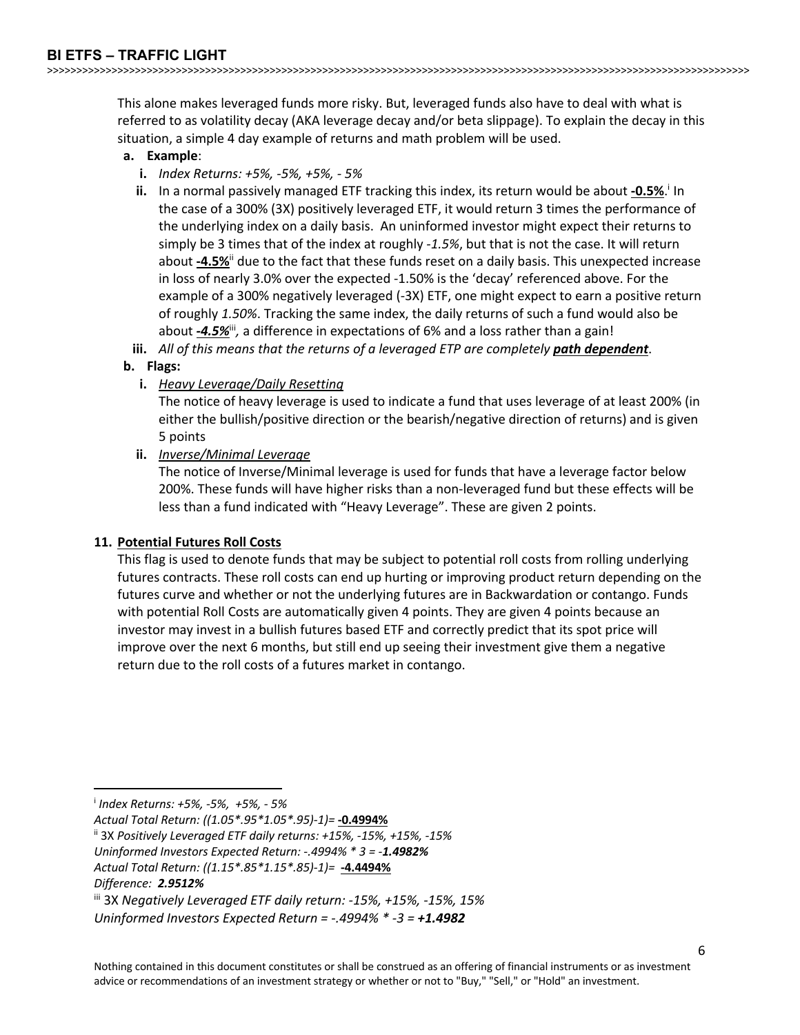This alone makes leveraged funds more risky. But, leveraged funds also have to deal with what is referred to as volatility decay (AKA leverage decay and/or beta slippage). To explain the decay in this situation, a simple 4 day example of returns and math problem will be used.

a. **Example**:
   i. *Index Returns: +5%, -5%, +5%, - 5%*
   ii. In a normal passively managed ETF tracking this index, its return would be about **-0.5%**.[i] In the case of a 300% (3X) positively leveraged ETF, it would return 3 times the performance of the underlying index on a daily basis. An uninformed investor might expect their returns to simply be 3 times that of the index at roughly *-1.5%*, but that is not the case. It will return about **-4.5%**[ii] due to the fact that these funds reset on a daily basis. This unexpected increase in loss of nearly 3.0% over the expected -1.50% is the 'decay' referenced above. For the example of a 300% negatively leveraged (-3X) ETF, one might expect to earn a positive return of roughly *1.50%*. Tracking the same index, the daily returns of such a fund would also be about ***-4.5%***[iii], a difference in expectations of 6% and a loss rather than a gain!
   iii. *All of this means that the returns of a leveraged ETP are completely **path dependent**.*
b. **Flags:**
   i. *Heavy Leverage/Daily Resetting*
      The notice of heavy leverage is used to indicate a fund that uses leverage of at least 200% (in either the bullish/positive direction or the bearish/negative direction of returns) and is given 5 points
   ii. *Inverse/Minimal Leverage*
      The notice of Inverse/Minimal leverage is used for funds that have a leverage factor below 200%. These funds will have higher risks than a non-leveraged fund but these effects will be less than a fund indicated with "Heavy Leverage". These are given 2 points.

**11. Potential Futures Roll Costs**

This flag is used to denote funds that may be subject to potential roll costs from rolling underlying futures contracts. These roll costs can end up hurting or improving product return depending on the futures curve and whether or not the underlying futures are in Backwardation or contango. Funds with potential Roll Costs are automatically given 4 points. They are given 4 points because an investor may invest in a bullish futures based ETF and correctly predict that its spot price will improve over the next 6 months, but still end up seeing their investment give them a negative return due to the roll costs of a futures market in contango.

---

[i] *Index Returns: +5%, -5%, +5%, - 5%*
*Actual Total Return: ((1.05*.95*1.05*.95)-1)=* **-0.4994%**
[ii] 3X *Positively Leveraged ETF daily returns: +15%, -15%, +15%, -15%*
*Uninformed Investors Expected Return: -.4994% * 3 = **-1.4982%***
*Actual Total Return: ((1.15*.85*1.15*.85)-1)=* **-4.4494%**
*Difference: **2.9512%***
[iii] 3X *Negatively Leveraged ETF daily return: -15%, +15%, -15%, 15%*
*Uninformed Investors Expected Return = -.4994% * -3 = **+1.4982***

Nothing contained in this document constitutes or shall be construed as an offering of financial instruments or as investment advice or recommendations of an investment strategy or whether or not to "Buy," "Sell," or "Hold" an investment.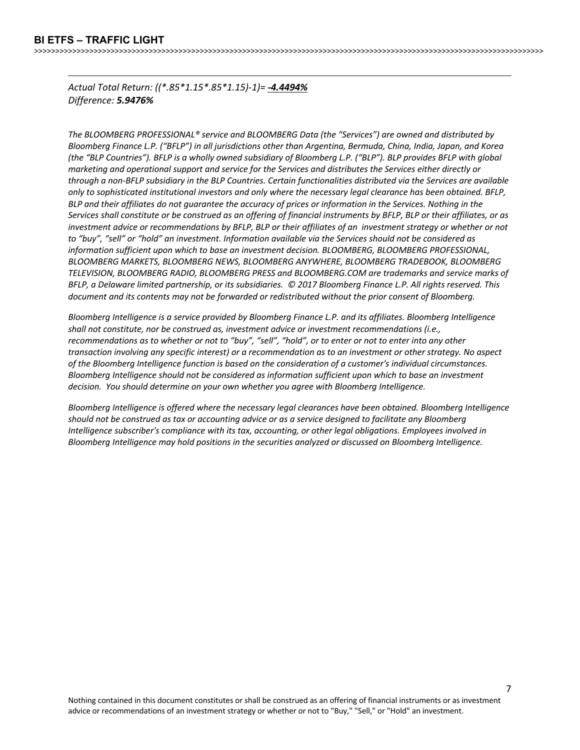*Actual Total Return: ((*.85*1.15*.85*1.15)-1)= **-4.4494%***
*Difference: **5.9476%***

*The BLOOMBERG PROFESSIONAL® service and BLOOMBERG Data (the "Services") are owned and distributed by Bloomberg Finance L.P. ("BFLP") in all jurisdictions other than Argentina, Bermuda, China, India, Japan, and Korea (the "BLP Countries"). BFLP is a wholly owned subsidiary of Bloomberg L.P. ("BLP"). BLP provides BFLP with global marketing and operational support and service for the Services and distributes the Services either directly or through a non-BFLP subsidiary in the BLP Countries. Certain functionalities distributed via the Services are available only to sophisticated institutional investors and only where the necessary legal clearance has been obtained. BFLP, BLP and their affiliates do not guarantee the accuracy of prices or information in the Services. Nothing in the Services shall constitute or be construed as an offering of financial instruments by BFLP, BLP or their affiliates, or as investment advice or recommendations by BFLP, BLP or their affiliates of an investment strategy or whether or not to "buy", "sell" or "hold" an investment. Information available via the Services should not be considered as information sufficient upon which to base an investment decision. BLOOMBERG, BLOOMBERG PROFESSIONAL, BLOOMBERG MARKETS, BLOOMBERG NEWS, BLOOMBERG ANYWHERE, BLOOMBERG TRADEBOOK, BLOOMBERG TELEVISION, BLOOMBERG RADIO, BLOOMBERG PRESS and BLOOMBERG.COM are trademarks and service marks of BFLP, a Delaware limited partnership, or its subsidiaries. © 2017 Bloomberg Finance L.P. All rights reserved. This document and its contents may not be forwarded or redistributed without the prior consent of Bloomberg.*

*Bloomberg Intelligence is a service provided by Bloomberg Finance L.P. and its affiliates. Bloomberg Intelligence shall not constitute, nor be construed as, investment advice or investment recommendations (i.e., recommendations as to whether or not to "buy", "sell", "hold", or to enter or not to enter into any other transaction involving any specific interest) or a recommendation as to an investment or other strategy. No aspect of the Bloomberg Intelligence function is based on the consideration of a customer's individual circumstances. Bloomberg Intelligence should not be considered as information sufficient upon which to base an investment decision. You should determine on your own whether you agree with Bloomberg Intelligence.*

*Bloomberg Intelligence is offered where the necessary legal clearances have been obtained. Bloomberg Intelligence should not be construed as tax or accounting advice or as a service designed to facilitate any Bloomberg Intelligence subscriber's compliance with its tax, accounting, or other legal obligations. Employees involved in Bloomberg Intelligence may hold positions in the securities analyzed or discussed on Bloomberg Intelligence.*

Nothing contained in this document constitutes or shall be construed as an offering of financial instruments or as investment advice or recommendations of an investment strategy or whether or not to "Buy," "Sell," or "Hold" an investment.